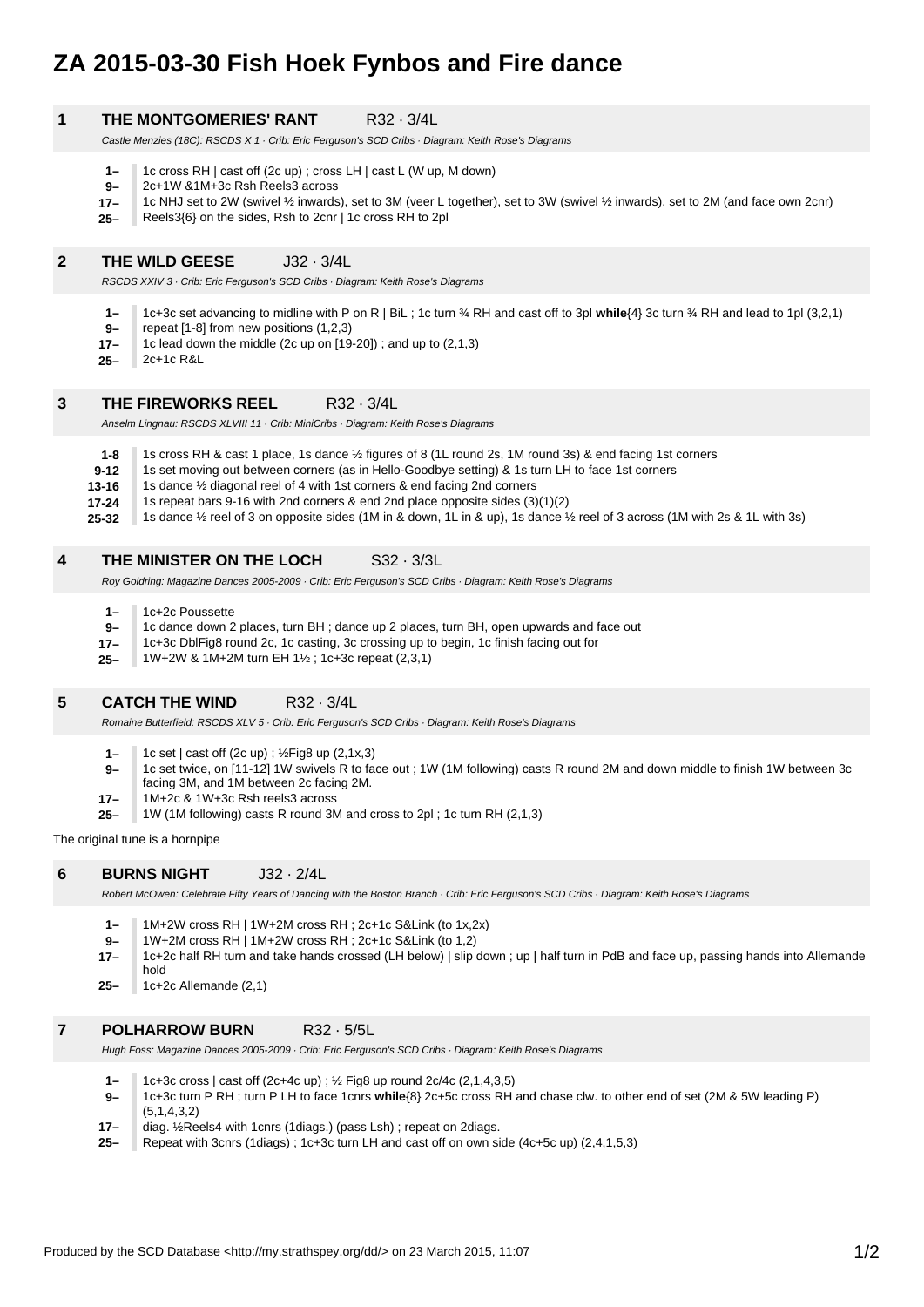# ZA 2015-03-30 Fish Hoek Fynbos and Fire dance

## 1 THE MONTGOMERIES' RANT R32 · 3/4L

*Castle Menzies (18C): RSCDS X 1 · Crib: Eric Ferguson's SCD Cribs · Diagram: Keith Rose's Diagrams*

- **1–** 1c cross RH | cast off (2c up) ; cross LH | cast L (W up, M down)
- **9–** 2c+1W &1M+3c Rsh Reels3 across
- **17–** 1c NHJ set to 2W (swivel ½ inwards), set to 3M (veer L together), set to 3W (swivel ½ inwards), set to 2M (and face own 2cnr)
- **25–** Reels3{6} on the sides, Rsh to 2cnr | 1c cross RH to 2pl

## 2 THE WILD GEESE J32 · 3/4L

*RSCDS XXIV 3 · Crib: Eric Ferguson's SCD Cribs · Diagram: Keith Rose's Diagrams*

- **1–** 1c+3c set advancing to midline with P on R | BiL ; 1c turn ¾ RH and cast off to 3pl **while**{4} 3c turn ¾ RH and lead to 1pl (3,2,1)
- **9–** repeat [1-8] from new positions (1,2,3)
- **17–** 1c lead down the middle (2c up on [19-20]) ; and up to (2,1,3)
- **25–** 2c+1c R&L

## 3 THE FIREWORKS REEL R32 · 3/4L

*Anselm Lingnau: RSCDS XLVIII 11 · Crib: MiniCribs · Diagram: Keith Rose's Diagrams*

- **1-8** 1s cross RH & cast 1 place, 1s dance ½ figures of 8 (1L round 2s, 1M round 3s) & end facing 1st corners
- **9-12** 1s set moving out between corners (as in Hello-Goodbye setting) & 1s turn LH to face 1st corners
- **13-16** 1s dance ½ diagonal reel of 4 with 1st corners & end facing 2nd corners
- **17-24** 1s repeat bars 9-16 with 2nd corners & end 2nd place opposite sides (3)(1)(2)
- **25-32** 1s dance ½ reel of 3 on opposite sides (1M in & down, 1L in & up), 1s dance ½ reel of 3 across (1M with 2s & 1L with 3s)

## 4 THE MINISTER ON THE LOCH S32 · 3/3L

*Roy Goldring: Magazine Dances 2005-2009 · Crib: Eric Ferguson's SCD Cribs · Diagram: Keith Rose's Diagrams*

- **1–** 1c+2c Poussette
- **9–** 1c dance down 2 places, turn BH ; dance up 2 places, turn BH, open upwards and face out
- **17–** 1c+3c DblFig8 round 2c, 1c casting, 3c crossing up to begin, 1c finish facing out for
- **25–** 1W+2W & 1M+2M turn EH 1½ ; 1c+3c repeat (2,3,1)

## 5 CATCH THE WIND R32 · 3/4L

*Romaine Butterfield: RSCDS XLV 5 · Crib: Eric Ferguson's SCD Cribs · Diagram: Keith Rose's Diagrams*

- **1–** 1c set | cast off (2c up) ; ½Fig8 up (2,1x,3)
- **9–** 1c set twice, on [11-12] 1W swivels R to face out ; 1W (1M following) casts R round 2M and down middle to finish 1W between 3c facing 3M, and 1M between 2c facing 2M.
- **17–** 1M+2c & 1W+3c Rsh reels3 across
- **25–** 1W (1M following) casts R round 3M and cross to 2pl ; 1c turn RH (2,1,3)

The original tune is a hornpipe

## 6 BURNS NIGHT J32 · 2/4L

*Robert McOwen: Celebrate Fifty Years of Dancing with the Boston Branch · Crib: Eric Ferguson's SCD Cribs · Diagram: Keith Rose's Diagrams*

- **1–** 1M+2W cross RH | 1W+2M cross RH ; 2c+1c S&Link (to 1x,2x)
- **9–** 1W+2M cross RH | 1M+2W cross RH ; 2c+1c S&Link (to 1,2)
- **17–** 1c+2c half RH turn and take hands crossed (LH below) | slip down ; up | half turn in PdB and face up, passing hands into Allemande hold
- **25–** 1c+2c Allemande (2,1)

## 7 POLHARROW BURN R32 · 5/5L

*Hugh Foss: Magazine Dances 2005-2009 · Crib: Eric Ferguson's SCD Cribs · Diagram: Keith Rose's Diagrams*

- **1–** 1c+3c cross | cast off (2c+4c up) ; ½ Fig8 up round 2c/4c (2,1,4,3,5)
- **9–** 1c+3c turn P RH ; turn P LH to face 1cnrs **while**{8} 2c+5c cross RH and chase clw. to other end of set (2M & 5W leading P) (5,1,4,3,2)
- **17–** diag. ½Reels4 with 1cnrs (1diags.) (pass Lsh) ; repeat on 2diags.
- **25–** Repeat with 3cnrs (1diags) ; 1c+3c turn LH and cast off on own side (4c+5c up) (2,4,1,5,3)

Produced by the SCD Database <http://my.strathspey.org/dd/> on 23 March 2015, 11:07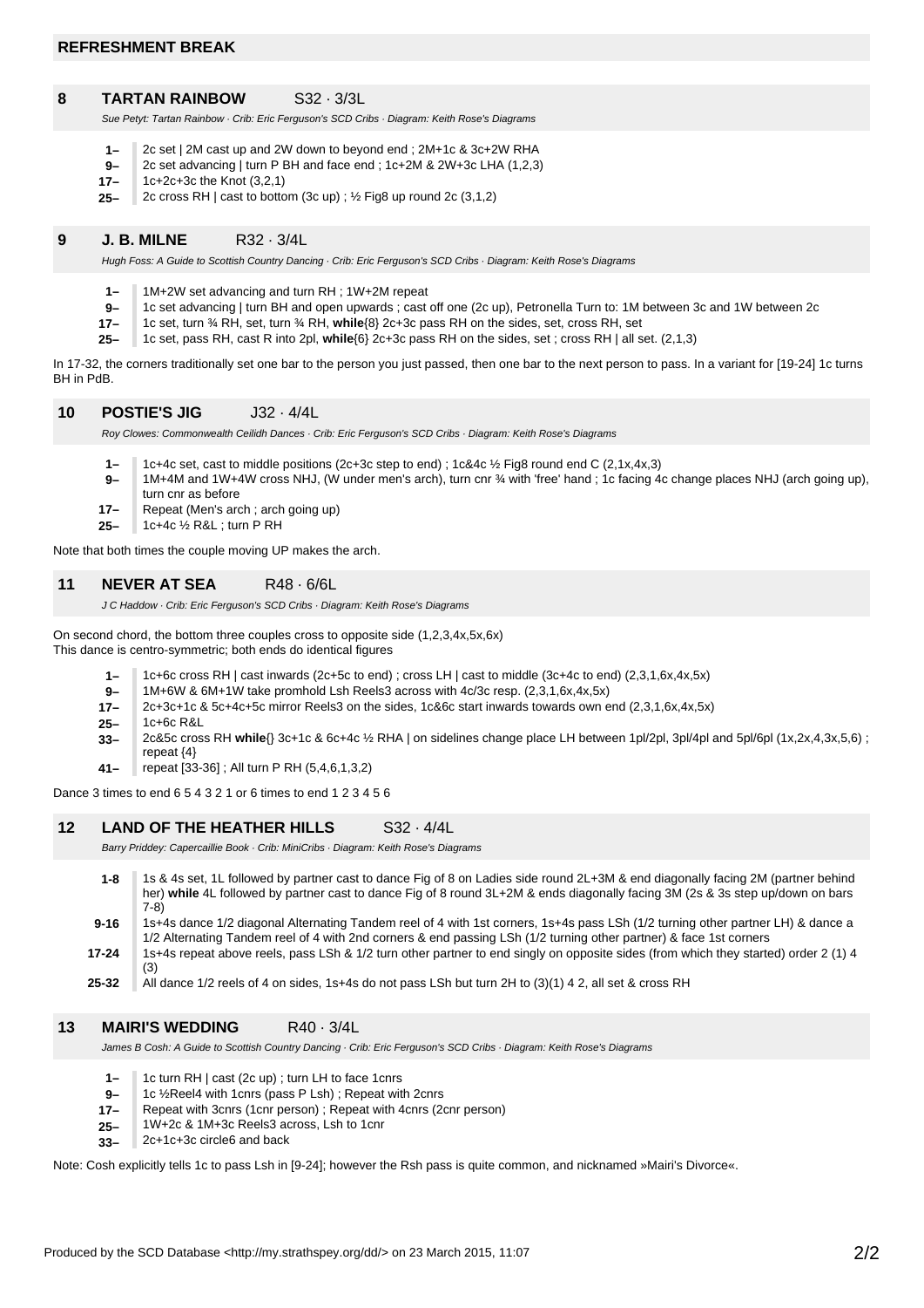**REFRESHMENT BREAK**

## 8 TARTAN RAINBOW S32 · 3/3L

*Sue Petyt: Tartan Rainbow · Crib: Eric Ferguson's SCD Cribs · Diagram: Keith Rose's Diagrams*

- **1–** 2c set | 2M cast up and 2W down to beyond end ; 2M+1c & 3c+2W RHA
- **9–** 2c set advancing | turn P BH and face end ; 1c+2M & 2W+3c LHA (1,2,3)
- **17–** 1c+2c+3c the Knot (3,2,1)
- **25–** 2c cross RH | cast to bottom (3c up) ; ½ Fig8 up round 2c (3,1,2)

## 9 J. B. MILNE R32 · 3/4L

*Hugh Foss: A Guide to Scottish Country Dancing · Crib: Eric Ferguson's SCD Cribs · Diagram: Keith Rose's Diagrams*

- **1–** 1M+2W set advancing and turn RH ; 1W+2M repeat
- **9–** 1c set advancing | turn BH and open upwards ; cast off one (2c up), Petronella Turn to: 1M between 3c and 1W between 2c
- **17–** 1c set, turn ¾ RH, set, turn ¾ RH, **while**{8} 2c+3c pass RH on the sides, set, cross RH, set
- **25–** 1c set, pass RH, cast R into 2pl, **while**{6} 2c+3c pass RH on the sides, set ; cross RH | all set. (2,1,3)

In 17-32, the corners traditionally set one bar to the person you just passed, then one bar to the next person to pass. In a variant for [19-24] 1c turns BH in PdB.

## 10 POSTIE'S JIG J32 · 4/4L

*Roy Clowes: Commonwealth Ceilidh Dances · Crib: Eric Ferguson's SCD Cribs · Diagram: Keith Rose's Diagrams*

- **1–** 1c+4c set, cast to middle positions (2c+3c step to end) ; 1c&4c ½ Fig8 round end C (2,1x,4x,3)
- **9–** 1M+4M and 1W+4W cross NHJ, (W under men's arch), turn cnr ¾ with 'free' hand ; 1c facing 4c change places NHJ (arch going up), turn cnr as before
- **17–** Repeat (Men's arch ; arch going up)
- **25–** 1c+4c ½ R&L ; turn P RH

Note that both times the couple moving UP makes the arch.

## 11 NEVER AT SEA R48 · 6/6L

*J C Haddow · Crib: Eric Ferguson's SCD Cribs · Diagram: Keith Rose's Diagrams*

On second chord, the bottom three couples cross to opposite side (1,2,3,4x,5x,6x)
This dance is centro-symmetric; both ends do identical figures

- **1–** 1c+6c cross RH | cast inwards (2c+5c to end) ; cross LH | cast to middle (3c+4c to end) (2,3,1,6x,4x,5x)
- **9–** 1M+6W & 6M+1W take promhold Lsh Reels3 across with 4c/3c resp. (2,3,1,6x,4x,5x)
- **17–** 2c+3c+1c & 5c+4c+5c mirror Reels3 on the sides, 1c&6c start inwards towards own end (2,3,1,6x,4x,5x)
- **25–** 1c+6c R&L
- **33–** 2c&5c cross RH **while**{} 3c+1c & 6c+4c ½ RHA | on sidelines change place LH between 1pl/2pl, 3pl/4pl and 5pl/6pl (1x,2x,4,3x,5,6) ; repeat {4}
- **41–** repeat [33-36] ; All turn P RH (5,4,6,1,3,2)

Dance 3 times to end 6 5 4 3 2 1 or 6 times to end 1 2 3 4 5 6

## 12 LAND OF THE HEATHER HILLS S32 · 4/4L

*Barry Priddey: Capercaillie Book · Crib: MiniCribs · Diagram: Keith Rose's Diagrams*

- **1-8** 1s & 4s set, 1L followed by partner cast to dance Fig of 8 on Ladies side round 2L+3M & end diagonally facing 2M (partner behind her) **while** 4L followed by partner cast to dance Fig of 8 round 3L+2M & ends diagonally facing 3M (2s & 3s step up/down on bars 7-8)
- **9-16** 1s+4s dance 1/2 diagonal Alternating Tandem reel of 4 with 1st corners, 1s+4s pass LSh (1/2 turning other partner LH) & dance a 1/2 Alternating Tandem reel of 4 with 2nd corners & end passing LSh (1/2 turning other partner) & face 1st corners
- **17-24** 1s+4s repeat above reels, pass LSh & 1/2 turn other partner to end singly on opposite sides (from which they started) order 2 (1) 4 (3)
- **25-32** All dance 1/2 reels of 4 on sides, 1s+4s do not pass LSh but turn 2H to (3)(1) 4 2, all set & cross RH

## 13 MAIRI'S WEDDING R40 · 3/4L

*James B Cosh: A Guide to Scottish Country Dancing · Crib: Eric Ferguson's SCD Cribs · Diagram: Keith Rose's Diagrams*

- **1–** 1c turn RH | cast (2c up) ; turn LH to face 1cnrs
- **9–** 1c ½Reel4 with 1cnrs (pass P Lsh) ; Repeat with 2cnrs
- **17–** Repeat with 3cnrs (1cnr person) ; Repeat with 4cnrs (2cnr person)
- **25–** 1W+2c & 1M+3c Reels3 across, Lsh to 1cnr
- **33–** 2c+1c+3c circle6 and back

Note: Cosh explicitly tells 1c to pass Lsh in [9-24]; however the Rsh pass is quite common, and nicknamed »Mairi's Divorce«.

Produced by the SCD Database <http://my.strathspey.org/dd/> on 23 March 2015, 11:07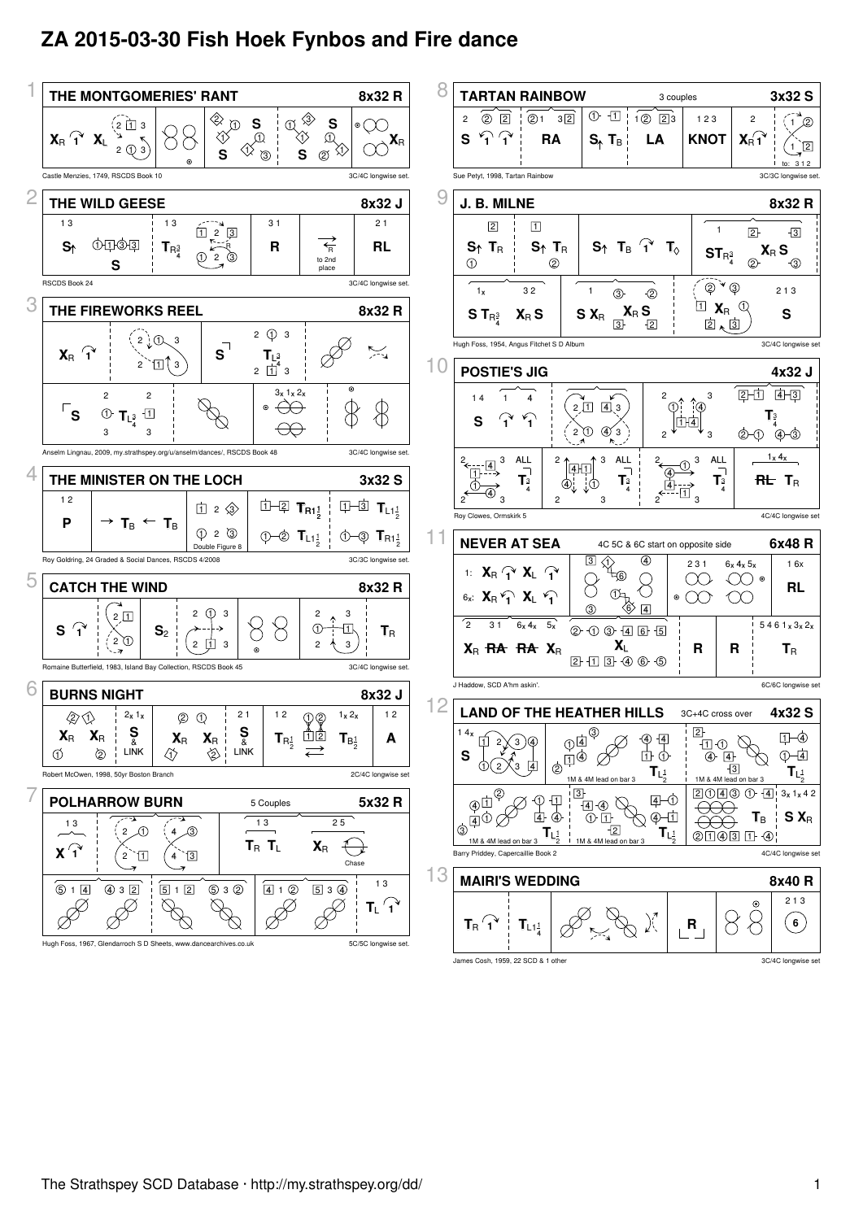# ZA 2015-03-30 Fish Hoek Fynbos and Fire dance

## 1 THE MONTGOMERIES' RANT — 8x32 R

Castle Menzies, 1749, RSCDS Book 10 — 3C/4C longwise set.

## 2 THE WILD GEESE — 8x32 J

RSCDS Book 24 — 3C/4C longwise set.

## 3 THE FIREWORKS REEL — 8x32 R

Anselm Lingnau, 2009, my.strathspey.org/u/anselm/dances/, RSCDS Book 48 — 3C/4C longwise set.

## 4 THE MINISTER ON THE LOCH — 3x32 S

Roy Goldring, 24 Graded & Social Dances, RSCDS 4/2008 — 3C/3C longwise set.

## 5 CATCH THE WIND — 8x32 R

Romaine Butterfield, 1983, Island Bay Collection, RSCDS Book 45 — 3C/4C longwise set.

## 6 BURNS NIGHT — 8x32 J

Robert McOwen, 1998, 50yr Boston Branch — 2C/4C longwise set

## 7 POLHARROW BURN — 5 Couples — 5x32 R

Hugh Foss, 1967, Glendarroch S D Sheets, www.dancearchives.co.uk — 5C/5C longwise set.

## 8 TARTAN RAINBOW — 3 couples — 3x32 S

Sue Petyt, 1998, Tartan Rainbow — 3C/3C longwise set.

## 9 J. B. MILNE — 8x32 R

Hugh Foss, 1954, Angus Fitchet S D Album — 3C/4C longwise set

## 10 POSTIE'S JIG — 4x32 J

Roy Clowes, Ormskirk 5 — 4C/4C longwise set

## 11 NEVER AT SEA — 4C 5C & 6C start on opposite side — 6x48 R

J Haddow, SCD A'hm askin'. — 6C/6C longwise set

## 12 LAND OF THE HEATHER HILLS — 3C+4C cross over — 4x32 S

Barry Priddey, Capercaillie Book 2 — 4C/4C longwise set

## 13 MAIRI'S WEDDING — 8x40 R

James Cosh, 1959, 22 SCD & 1 other — 3C/4C longwise set